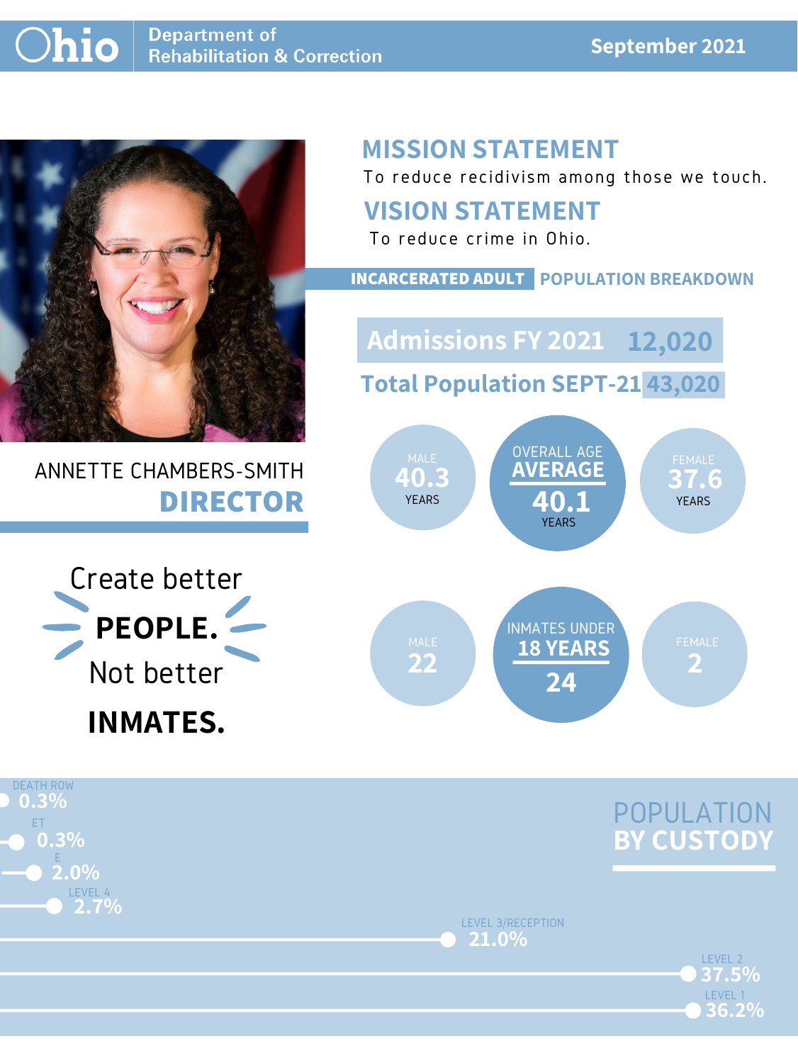Ohio Department of Rehabilitation & Correction

September 2021

ANNETTE CHAMBERS-SMITH

**DIRECTOR**

Create better **PEOPLE.** Not better **INMATES.**

## MISSION STATEMENT

To reduce recidivism among those we touch.

## VISION STATEMENT

To reduce crime in Ohio.

## INCARCERATED ADULT POPULATION BREAKDOWN

**Admissions FY 2021** 12,020

**Total Population SEPT-21** 43,020

| | Male | Overall | Female |
| --- | --- | --- | --- |
| Age Average | 40.3 years | 40.1 years | 37.6 years |
| Inmates Under 18 Years | 22 | 24 | 2 |

## POPULATION BY CUSTODY

| Custody | Percent |
| --- | --- |
| Death Row | 0.3% |
| ET | 0.3% |
| E | 2.0% |
| Level 4 | 2.7% |
| Level 3/Reception | 21.0% |
| Level 2 | 37.5% |
| Level 1 | 36.2% |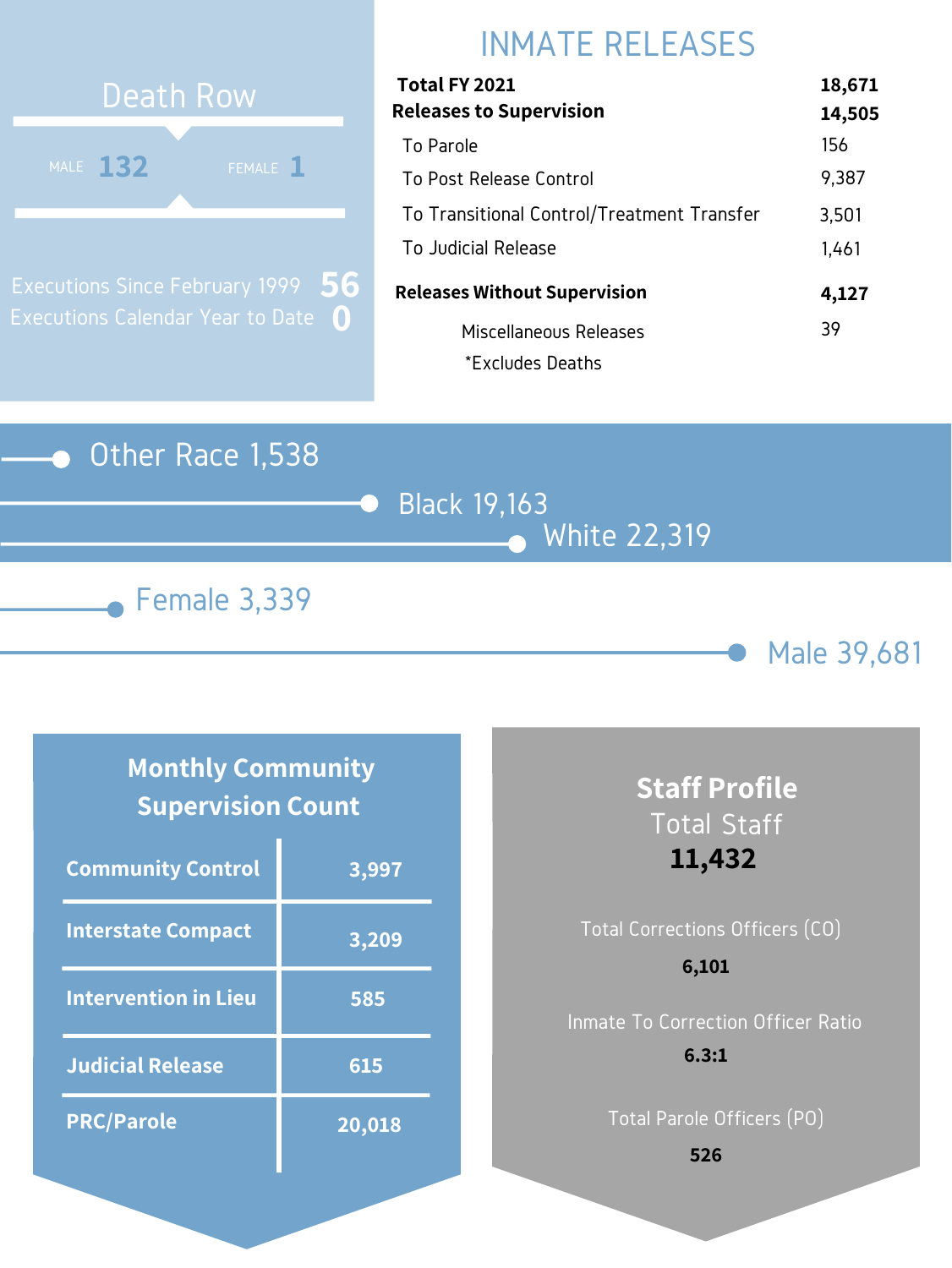## Death Row

MALE **132** FEMALE **1**

Executions Since February 1999 **56**

Executions Calendar Year to Date **0**

## INMATE RELEASES

| | |
|---|---|
| **Total FY 2021** | **18,671** |
| **Releases to Supervision** | **14,505** |
| To Parole | 156 |
| To Post Release Control | 9,387 |
| To Transitional Control/Treatment Transfer | 3,501 |
| To Judicial Release | 1,461 |
| **Releases Without Supervision** | **4,127** |
| Miscellaneous Releases | 39 |

*Excludes Deaths

Other Race 1,538

Black 19,163

White 22,319

Female 3,339

Male 39,681

## Monthly Community Supervision Count

| | |
|---|---|
| **Community Control** | **3,997** |
| **Interstate Compact** | **3,209** |
| **Intervention in Lieu** | **585** |
| **Judicial Release** | **615** |
| **PRC/Parole** | **20,018** |

## Staff Profile

Total Staff

**11,432**

Total Corrections Officers (CO)

**6,101**

Inmate To Correction Officer Ratio

**6.3:1**

Total Parole Officers (PO)

**526**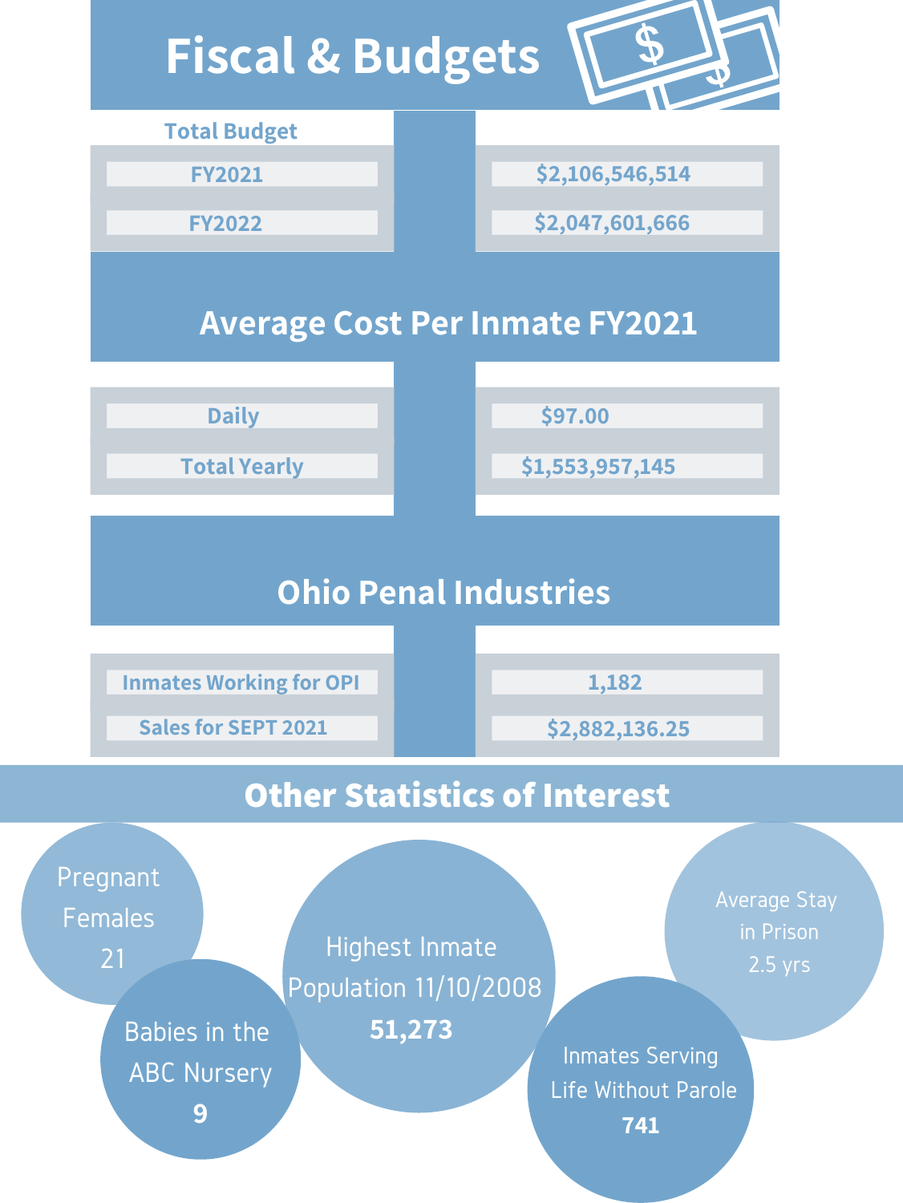# Fiscal & Budgets

## Total Budget

| | |
|---|---|
| FY2021 | $2,106,546,514 |
| FY2022 | $2,047,601,666 |

## Average Cost Per Inmate FY2021

| | |
|---|---|
| Daily | $97.00 |
| Total Yearly | $1,553,957,145 |

## Ohio Penal Industries

| | |
|---|---|
| Inmates Working for OPI | 1,182 |
| Sales for SEPT 2021 | $2,882,136.25 |

## Other Statistics of Interest

Pregnant Females 21

Babies in the ABC Nursery **9**

Highest Inmate Population 11/10/2008 **51,273**

Inmates Serving Life Without Parole **741**

Average Stay in Prison 2.5 yrs